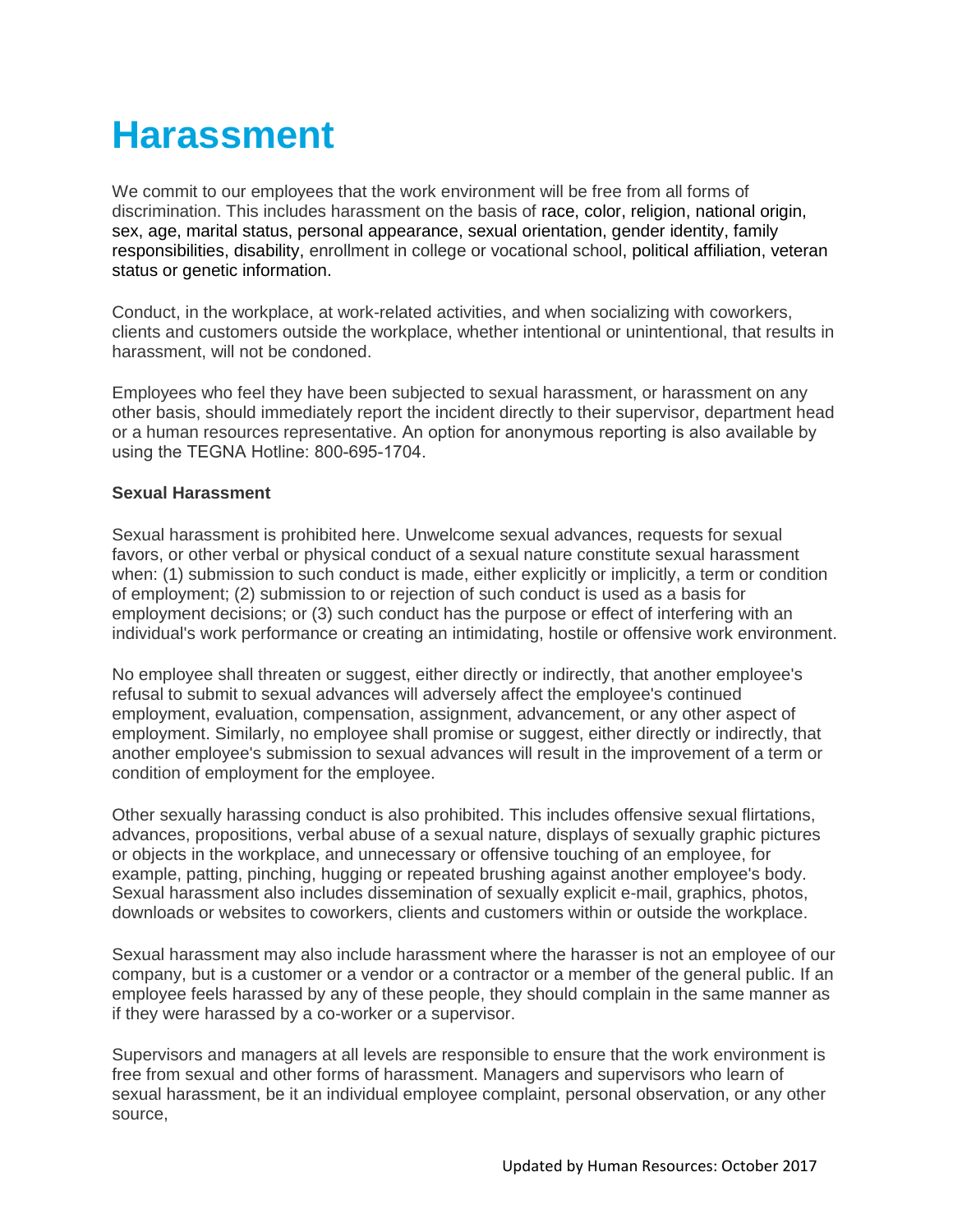# Harassment

We commit to our employees that the work environment will be free from all forms of discrimination. This includes harassment on the basis of race, color, religion, national origin, sex, age, marital status, personal appearance, sexual orientation, gender identity, family responsibilities, disability, enrollment in college or vocational school, political affiliation, veteran status or genetic information.

Conduct, in the workplace, at work-related activities, and when socializing with coworkers, clients and customers outside the workplace, whether intentional or unintentional, that results in harassment, will not be condoned.

Employees who feel they have been subjected to sexual harassment, or harassment on any other basis, should immediately report the incident directly to their supervisor, department head or a human resources representative. An option for anonymous reporting is also available by using the TEGNA Hotline: 800-695-1704.

**Sexual Harassment**

Sexual harassment is prohibited here. Unwelcome sexual advances, requests for sexual favors, or other verbal or physical conduct of a sexual nature constitute sexual harassment when: (1) submission to such conduct is made, either explicitly or implicitly, a term or condition of employment; (2) submission to or rejection of such conduct is used as a basis for employment decisions; or (3) such conduct has the purpose or effect of interfering with an individual's work performance or creating an intimidating, hostile or offensive work environment.

No employee shall threaten or suggest, either directly or indirectly, that another employee's refusal to submit to sexual advances will adversely affect the employee's continued employment, evaluation, compensation, assignment, advancement, or any other aspect of employment. Similarly, no employee shall promise or suggest, either directly or indirectly, that another employee's submission to sexual advances will result in the improvement of a term or condition of employment for the employee.

Other sexually harassing conduct is also prohibited. This includes offensive sexual flirtations, advances, propositions, verbal abuse of a sexual nature, displays of sexually graphic pictures or objects in the workplace, and unnecessary or offensive touching of an employee, for example, patting, pinching, hugging or repeated brushing against another employee's body. Sexual harassment also includes dissemination of sexually explicit e-mail, graphics, photos, downloads or websites to coworkers, clients and customers within or outside the workplace.

Sexual harassment may also include harassment where the harasser is not an employee of our company, but is a customer or a vendor or a contractor or a member of the general public. If an employee feels harassed by any of these people, they should complain in the same manner as if they were harassed by a co-worker or a supervisor.

Supervisors and managers at all levels are responsible to ensure that the work environment is free from sexual and other forms of harassment. Managers and supervisors who learn of sexual harassment, be it an individual employee complaint, personal observation, or any other source,

Updated by Human Resources: October 2017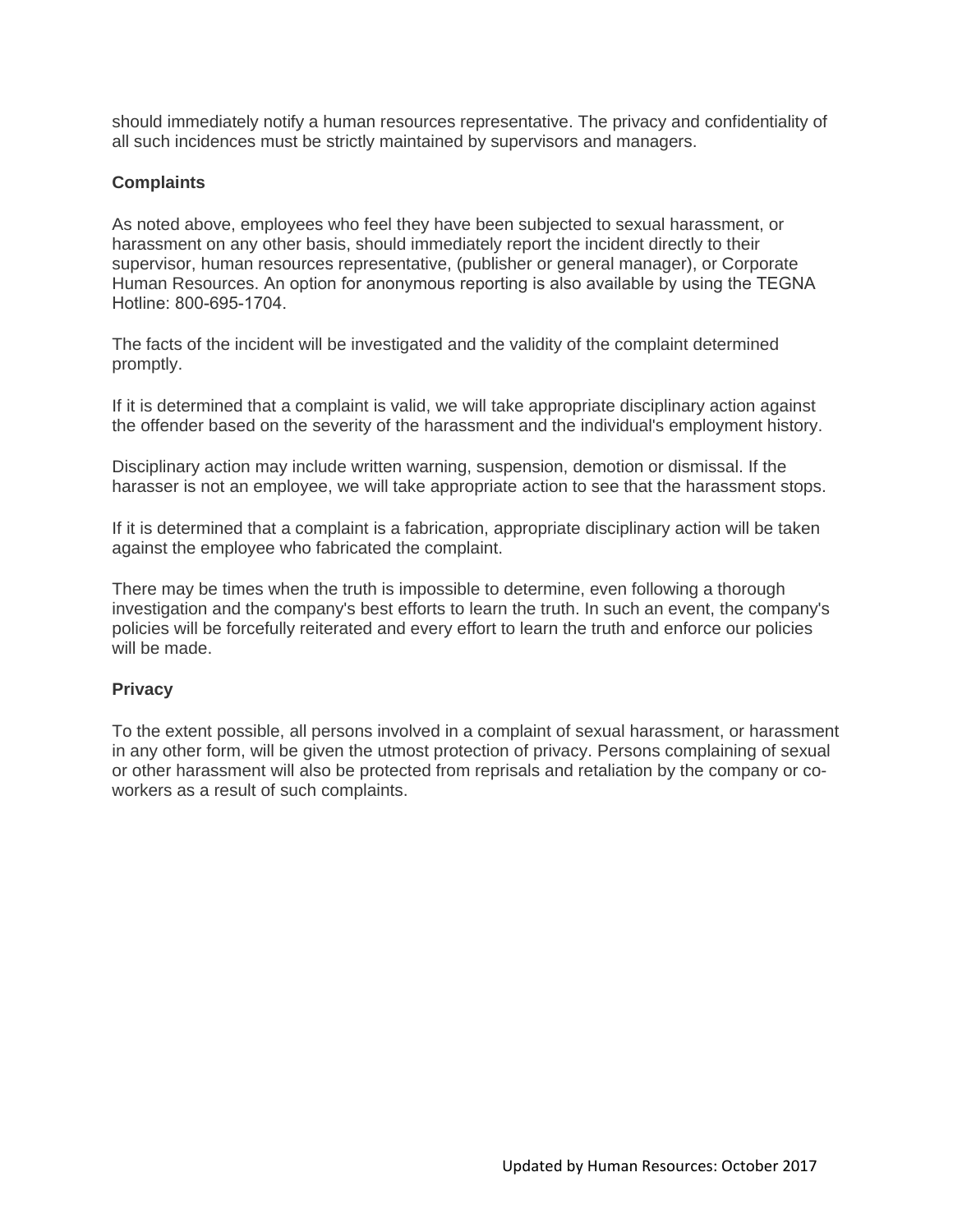should immediately notify a human resources representative. The privacy and confidentiality of all such incidences must be strictly maintained by supervisors and managers.

**Complaints**

As noted above, employees who feel they have been subjected to sexual harassment, or harassment on any other basis, should immediately report the incident directly to their supervisor, human resources representative, (publisher or general manager), or Corporate Human Resources. An option for anonymous reporting is also available by using the TEGNA Hotline: 800-695-1704.

The facts of the incident will be investigated and the validity of the complaint determined promptly.

If it is determined that a complaint is valid, we will take appropriate disciplinary action against the offender based on the severity of the harassment and the individual's employment history.

Disciplinary action may include written warning, suspension, demotion or dismissal. If the harasser is not an employee, we will take appropriate action to see that the harassment stops.

If it is determined that a complaint is a fabrication, appropriate disciplinary action will be taken against the employee who fabricated the complaint.

There may be times when the truth is impossible to determine, even following a thorough investigation and the company's best efforts to learn the truth. In such an event, the company's policies will be forcefully reiterated and every effort to learn the truth and enforce our policies will be made.

**Privacy**

To the extent possible, all persons involved in a complaint of sexual harassment, or harassment in any other form, will be given the utmost protection of privacy. Persons complaining of sexual or other harassment will also be protected from reprisals and retaliation by the company or co-workers as a result of such complaints.

Updated by Human Resources: October 2017